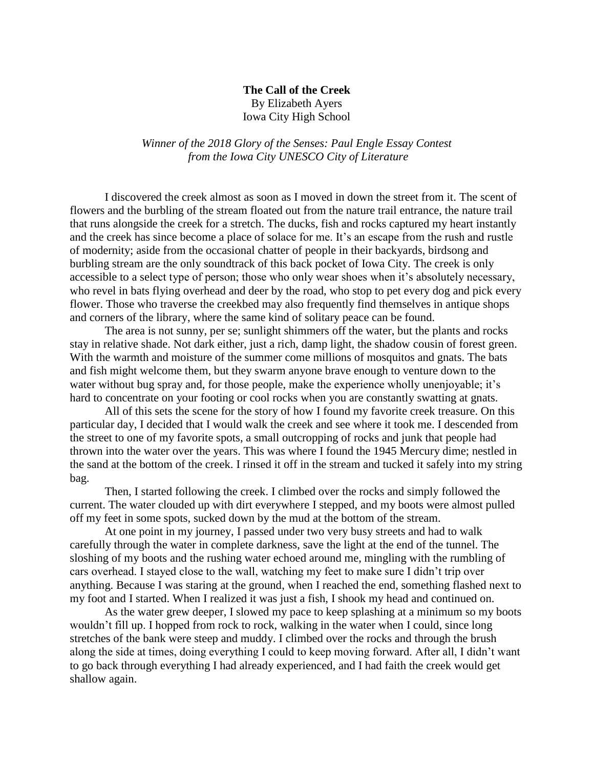**The Call of the Creek**

By Elizabeth Ayers

Iowa City High School

*Winner of the 2018 Glory of the Senses: Paul Engle Essay Contest from the Iowa City UNESCO City of Literature*

I discovered the creek almost as soon as I moved in down the street from it. The scent of flowers and the burbling of the stream floated out from the nature trail entrance, the nature trail that runs alongside the creek for a stretch. The ducks, fish and rocks captured my heart instantly and the creek has since become a place of solace for me. It's an escape from the rush and rustle of modernity; aside from the occasional chatter of people in their backyards, birdsong and burbling stream are the only soundtrack of this back pocket of Iowa City. The creek is only accessible to a select type of person; those who only wear shoes when it's absolutely necessary, who revel in bats flying overhead and deer by the road, who stop to pet every dog and pick every flower. Those who traverse the creekbed may also frequently find themselves in antique shops and corners of the library, where the same kind of solitary peace can be found.

The area is not sunny, per se; sunlight shimmers off the water, but the plants and rocks stay in relative shade. Not dark either, just a rich, damp light, the shadow cousin of forest green. With the warmth and moisture of the summer come millions of mosquitos and gnats. The bats and fish might welcome them, but they swarm anyone brave enough to venture down to the water without bug spray and, for those people, make the experience wholly unenjoyable; it's hard to concentrate on your footing or cool rocks when you are constantly swatting at gnats.

All of this sets the scene for the story of how I found my favorite creek treasure. On this particular day, I decided that I would walk the creek and see where it took me. I descended from the street to one of my favorite spots, a small outcropping of rocks and junk that people had thrown into the water over the years. This was where I found the 1945 Mercury dime; nestled in the sand at the bottom of the creek. I rinsed it off in the stream and tucked it safely into my string bag.

Then, I started following the creek. I climbed over the rocks and simply followed the current. The water clouded up with dirt everywhere I stepped, and my boots were almost pulled off my feet in some spots, sucked down by the mud at the bottom of the stream.

At one point in my journey, I passed under two very busy streets and had to walk carefully through the water in complete darkness, save the light at the end of the tunnel. The sloshing of my boots and the rushing water echoed around me, mingling with the rumbling of cars overhead. I stayed close to the wall, watching my feet to make sure I didn't trip over anything. Because I was staring at the ground, when I reached the end, something flashed next to my foot and I started. When I realized it was just a fish, I shook my head and continued on.

As the water grew deeper, I slowed my pace to keep splashing at a minimum so my boots wouldn't fill up. I hopped from rock to rock, walking in the water when I could, since long stretches of the bank were steep and muddy. I climbed over the rocks and through the brush along the side at times, doing everything I could to keep moving forward. After all, I didn't want to go back through everything I had already experienced, and I had faith the creek would get shallow again.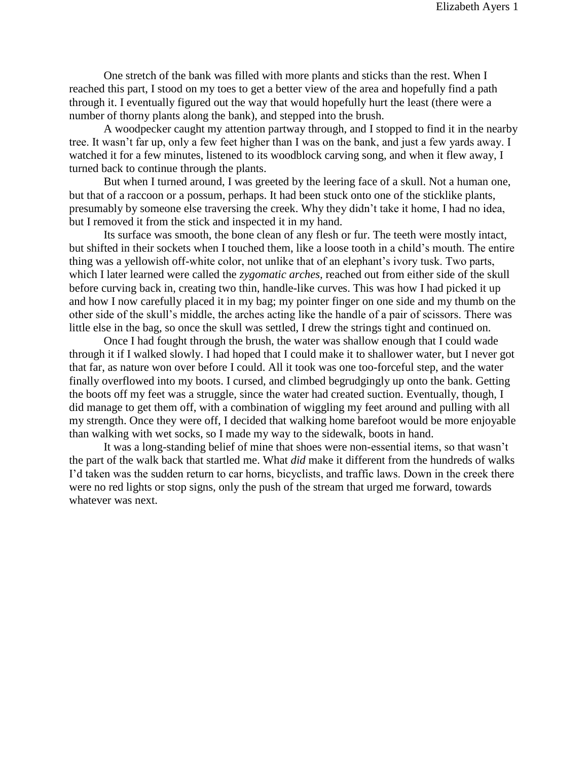One stretch of the bank was filled with more plants and sticks than the rest. When I reached this part, I stood on my toes to get a better view of the area and hopefully find a path through it. I eventually figured out the way that would hopefully hurt the least (there were a number of thorny plants along the bank), and stepped into the brush.

A woodpecker caught my attention partway through, and I stopped to find it in the nearby tree. It wasn't far up, only a few feet higher than I was on the bank, and just a few yards away. I watched it for a few minutes, listened to its woodblock carving song, and when it flew away, I turned back to continue through the plants.

But when I turned around, I was greeted by the leering face of a skull. Not a human one, but that of a raccoon or a possum, perhaps. It had been stuck onto one of the sticklike plants, presumably by someone else traversing the creek. Why they didn't take it home, I had no idea, but I removed it from the stick and inspected it in my hand.

Its surface was smooth, the bone clean of any flesh or fur. The teeth were mostly intact, but shifted in their sockets when I touched them, like a loose tooth in a child's mouth. The entire thing was a yellowish off-white color, not unlike that of an elephant's ivory tusk. Two parts, which I later learned were called the *zygomatic arches,* reached out from either side of the skull before curving back in, creating two thin, handle-like curves. This was how I had picked it up and how I now carefully placed it in my bag; my pointer finger on one side and my thumb on the other side of the skull's middle, the arches acting like the handle of a pair of scissors. There was little else in the bag, so once the skull was settled, I drew the strings tight and continued on.

Once I had fought through the brush, the water was shallow enough that I could wade through it if I walked slowly. I had hoped that I could make it to shallower water, but I never got that far, as nature won over before I could. All it took was one too-forceful step, and the water finally overflowed into my boots. I cursed, and climbed begrudgingly up onto the bank. Getting the boots off my feet was a struggle, since the water had created suction. Eventually, though, I did manage to get them off, with a combination of wiggling my feet around and pulling with all my strength. Once they were off, I decided that walking home barefoot would be more enjoyable than walking with wet socks, so I made my way to the sidewalk, boots in hand.

It was a long-standing belief of mine that shoes were non-essential items, so that wasn't the part of the walk back that startled me. What *did* make it different from the hundreds of walks I'd taken was the sudden return to car horns, bicyclists, and traffic laws. Down in the creek there were no red lights or stop signs, only the push of the stream that urged me forward, towards whatever was next.